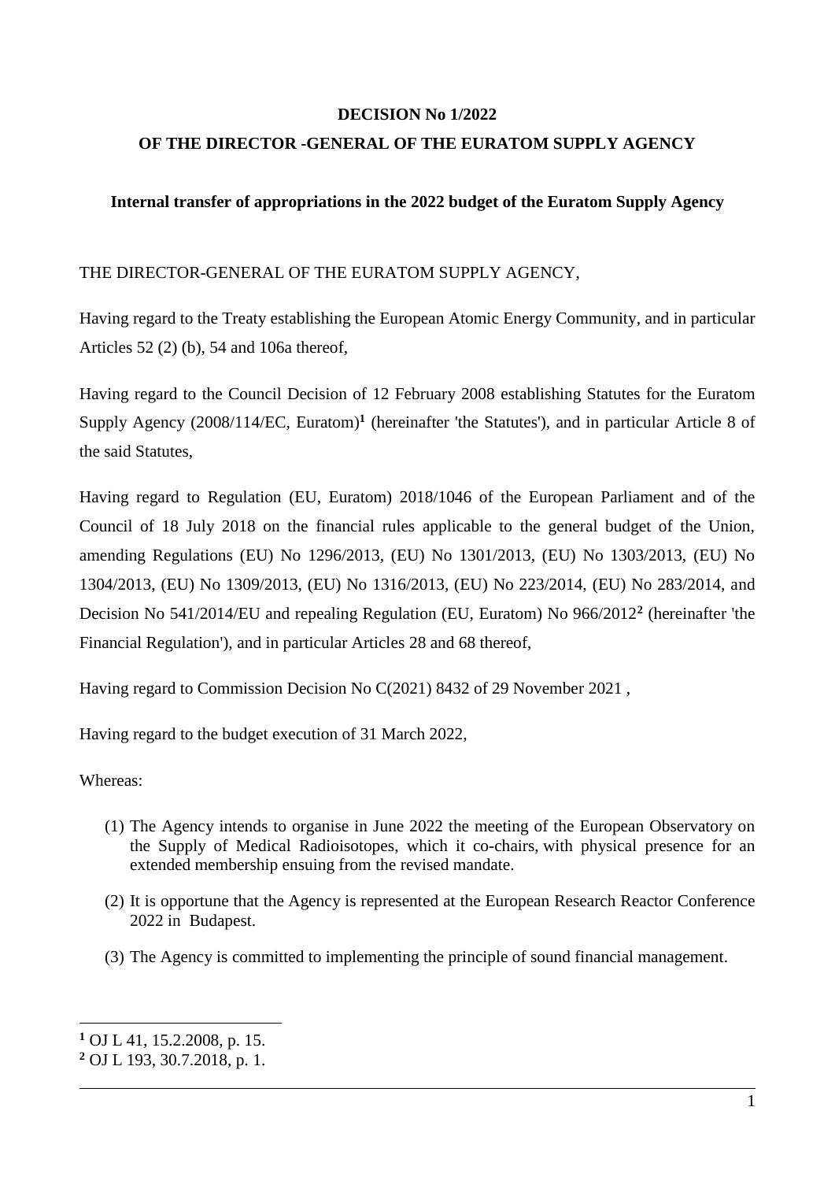**DECISION No 1/2022**

**OF THE DIRECTOR -GENERAL OF THE EURATOM SUPPLY AGENCY**

**Internal transfer of appropriations in the 2022 budget of the Euratom Supply Agency**

THE DIRECTOR-GENERAL OF THE EURATOM SUPPLY AGENCY,

Having regard to the Treaty establishing the European Atomic Energy Community, and in particular Articles 52 (2) (b), 54 and 106a thereof,

Having regard to the Council Decision of 12 February 2008 establishing Statutes for the Euratom Supply Agency (2008/114/EC, Euratom)[1] (hereinafter 'the Statutes'), and in particular Article 8 of the said Statutes,

Having regard to Regulation (EU, Euratom) 2018/1046 of the European Parliament and of the Council of 18 July 2018 on the financial rules applicable to the general budget of the Union, amending Regulations (EU) No 1296/2013, (EU) No 1301/2013, (EU) No 1303/2013, (EU) No 1304/2013, (EU) No 1309/2013, (EU) No 1316/2013, (EU) No 223/2014, (EU) No 283/2014, and Decision No 541/2014/EU and repealing Regulation (EU, Euratom) No 966/2012[2] (hereinafter 'the Financial Regulation'), and in particular Articles 28 and 68 thereof,

Having regard to Commission Decision No C(2021) 8432 of 29 November 2021 ,

Having regard to the budget execution of 31 March 2022,

Whereas:

(1) The Agency intends to organise in June 2022 the meeting of the European Observatory on the Supply of Medical Radioisotopes, which it co-chairs, with physical presence for an extended membership ensuing from the revised mandate.

(2) It is opportune that the Agency is represented at the European Research Reactor Conference 2022 in Budapest.

(3) The Agency is committed to implementing the principle of sound financial management.

---

[1] OJ L 41, 15.2.2008, p. 15.

[2] OJ L 193, 30.7.2018, p. 1.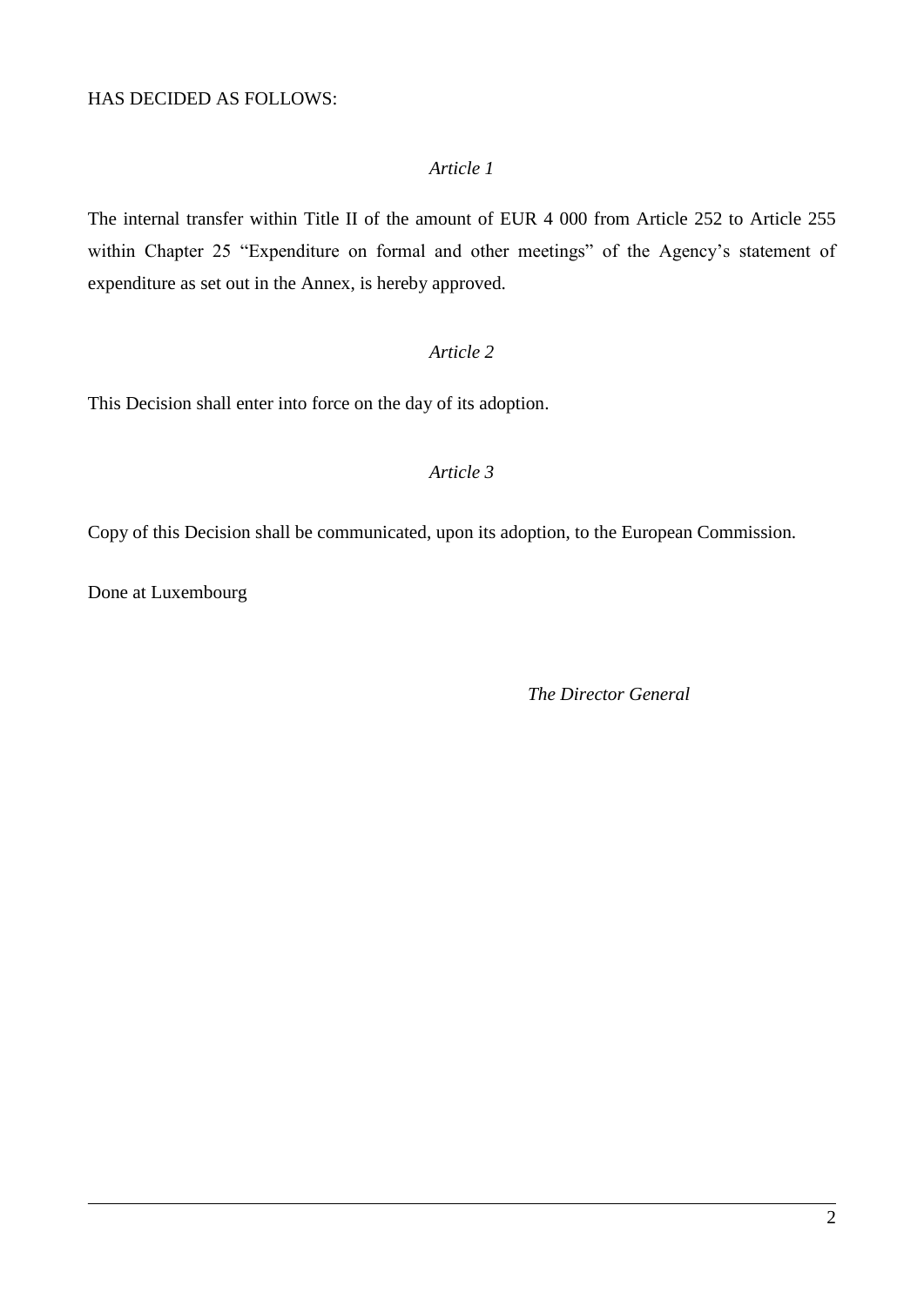HAS DECIDED AS FOLLOWS:

*Article 1*

The internal transfer within Title II of the amount of EUR 4 000 from Article 252 to Article 255 within Chapter 25 "Expenditure on formal and other meetings" of the Agency's statement of expenditure as set out in the Annex, is hereby approved.

*Article 2*

This Decision shall enter into force on the day of its adoption.

*Article 3*

Copy of this Decision shall be communicated, upon its adoption, to the European Commission.

Done at Luxembourg

*The Director General*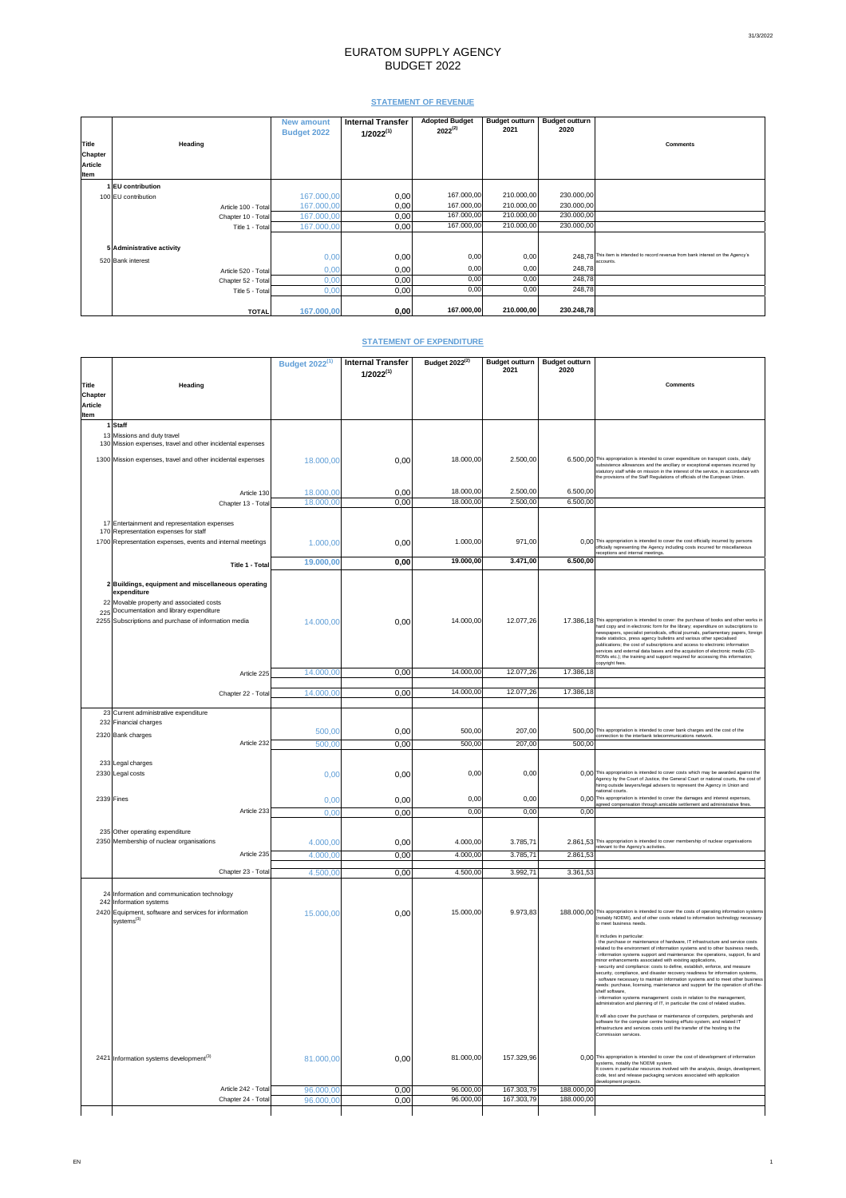# EURATOM SUPPLY AGENCY
# BUDGET 2022

## STATEMENT OF REVENUE

| Title Chapter Article Item | Heading | New amount Budget 2022 | Internal Transfer 1/2022[1] | Adopted Budget 2022[2] | Budget outturn 2021 | Budget outturn 2020 | Comments |
|---|---|---|---|---|---|---|---|
| 1 | EU contribution | | | | | | |
| 100 | EU contribution | 167.000,00 | 0,00 | 167.000,00 | 210.000,00 | 230.000,00 | |
| | Article 100 - Total | 167.000,00 | 0,00 | 167.000,00 | 210.000,00 | 230.000,00 | |
| | Chapter 10 - Total | 167.000,00 | 0,00 | 167.000,00 | 210.000,00 | 230.000,00 | |
| | Title 1 - Total | 167.000,00 | 0,00 | 167.000,00 | 210.000,00 | 230.000,00 | |
| 5 | Administrative activity | | | | | | |
| 520 | Bank interest | 0,00 | 0,00 | 0,00 | 0,00 | 248,78 | This item is intended to record revenue from bank interest on the Agency's accounts. |
| | Article 520 - Total | 0,00 | 0,00 | 0,00 | 0,00 | 248,78 | |
| | Chapter 52 - Total | 0,00 | 0,00 | 0,00 | 0,00 | 248,78 | |
| | Title 5 - Total | 0,00 | 0,00 | 0,00 | 0,00 | 248,78 | |
| | TOTAL | 167.000,00 | 0,00 | 167.000,00 | 210.000,00 | 230.248,78 | |

## STATEMENT OF EXPENDITURE

| Title Chapter Article Item | Heading | Budget 2022[1] | Internal Transfer 1/2022[1] | Budget 2022[2] | Budget outturn 2021 | Budget outturn 2020 | Comments |
|---|---|---|---|---|---|---|---|
| 1 | Staff | | | | | | |
| 13 | Missions and duty travel | | | | | | |
| 130 | Mission expenses, travel and other incidental expenses | | | | | | |
| 1300 | Mission expenses, travel and other incidental expenses | 18.000,00 | 0,00 | 18.000,00 | 2.500,00 | 6.500,00 | This appropriation is intended to cover expenditure on transport costs, daily subsistence allowances and the ancillary or exceptional expenses incurred by statutory staff while on mission in the interest of the service, in accordance with the provisions of the Staff Regulations of officials of the European Union. |
| | Article 130 | 18.000,00 | 0,00 | 18.000,00 | 2.500,00 | 6.500,00 | |
| | Chapter 13 - Total | 18.000,00 | 0,00 | 18.000,00 | 2.500,00 | 6.500,00 | |
| 17 | Entertainment and representation expenses | | | | | | |
| 170 | Representation expenses for staff | | | | | | |
| 1700 | Representation expenses, events and internal meetings | 1.000,00 | 0,00 | 1.000,00 | 971,00 | 0,00 | This appropriation is intended to cover the cost officially incurred by persons officially representing the Agency including costs incurred for miscellaneous receptions and internal meetings. |
| | Title 1 - Total | 19.000,00 | 0,00 | 19.000,00 | 3.471,00 | 6.500,00 | |
| 2 | Buildings, equipment and miscellaneous operating expenditure | | | | | | |
| 22 | Movable property and associated costs | | | | | | |
| 225 | Documentation and library expenditure | | | | | | |
| 2255 | Subscriptions and purchase of information media | 14.000,00 | 0,00 | 14.000,00 | 12.077,26 | 17.386,18 | This appropriation is intended to cover: the purchase of books and other works in hard copy and in electronic form for the library; expenditure on subscriptions to newspapers, specialist periodicals, official journals, parliamentary papers, foreign trade statistics, press agency bulletins and various other specialised publications; the cost of subscriptions and access to electronic information services and external data bases and the acquisition of electronic media (CD-ROMs etc.); the training and support required for accessing this information; copyright fees. |
| | Article 225 | 14.000,00 | 0,00 | 14.000,00 | 12.077,26 | 17.386,18 | |
| | Chapter 22 - Total | 14.000,00 | 0,00 | 14.000,00 | 12.077,26 | 17.386,18 | |
| 23 | Current administrative expenditure | | | | | | |
| 232 | Financial charges | | | | | | |
| 2320 | Bank charges | 500,00 | 0,00 | 500,00 | 207,00 | 500,00 | This appropriation is intended to cover bank charges and the cost of the connection to the interbank telecommunications network. |
| | Article 232 | 500,00 | 0,00 | 500,00 | 207,00 | 500,00 | |
| 233 | Legal charges | | | | | | |
| 2330 | Legal costs | 0,00 | 0,00 | 0,00 | 0,00 | 0,00 | This appropriation is intended to cover costs which may be awarded against the Agency by the Court of Justice, the General Court or national courts, the cost of hiring outside lawyers/legal advisers to represent the Agency in Union and national courts. |
| 2339 | Fines | 0,00 | 0,00 | 0,00 | 0,00 | 0,00 | This appropriation is intended to cover the damages and interest expenses, agreed compensation through amicable settlement and administrative fines. |
| | Article 233 | 0,00 | 0,00 | 0,00 | 0,00 | 0,00 | |
| 235 | Other operating expenditure | | | | | | |
| 2350 | Membership of nuclear organisations | 4.000,00 | 0,00 | 4.000,00 | 3.785,71 | 2.861,53 | This appropriation is intended to cover membership of nuclear organisations relevant to the Agency's activities. |
| | Article 235 | 4.000,00 | 0,00 | 4.000,00 | 3.785,71 | 2.861,53 | |
| | Chapter 23 - Total | 4.500,00 | 0,00 | 4.500,00 | 3.992,71 | 3.361,53 | |
| 24 | Information and communication technology | | | | | | |
| 242 | Information systems | | | | | | |
| 2420 | Equipment, software and services for information systems[3] | 15.000,00 | 0,00 | 15.000,00 | 9.973,83 | 188.000,00 | This appropriation is intended to cover the costs of operating information systems (notably NOEMI), and of other costs related to information technology necessary to meet business needs. It includes in particular: - the purchase or maintenance of hardware, IT infrastructure and service costs related to the environment of information systems and to other business needs, - information systems support and maintenance: the operations, support, fix and minor enhancements associated with existing applications, - security and compliance: costs to define, establish, enforce, and measure security, compliance, and disaster recovery readiness for information systems, - software necessary to maintain information systems and to meet other business needs: purchase, licensing, maintenance and support for the operation of off-the-shelf software, - information systems management: costs in relation to the management, administration and planning of IT, in particular the cost of related studies. It will also cover the purchase or maintenance of computers, peripherals and software for the computer centre hosting ePluto system, and related IT infrastructure and services costs until the transfer of the hosting to the Commission services. |
| 2421 | Information systems development[3] | 81.000,00 | 0,00 | 81.000,00 | 157.329,96 | 0,00 | This appropriation is intended to cover the cost of development of information systems, notably the NOEMI system. It covers in particular resources involved with the analysis, design, development, code, test and release packaging services associated with application development projects. |
| | Article 242 - Total | 96.000,00 | 0,00 | 96.000,00 | 167.303,79 | 188.000,00 | |
| | Chapter 24 - Total | 96.000,00 | 0,00 | 96.000,00 | 167.303,79 | 188.000,00 | |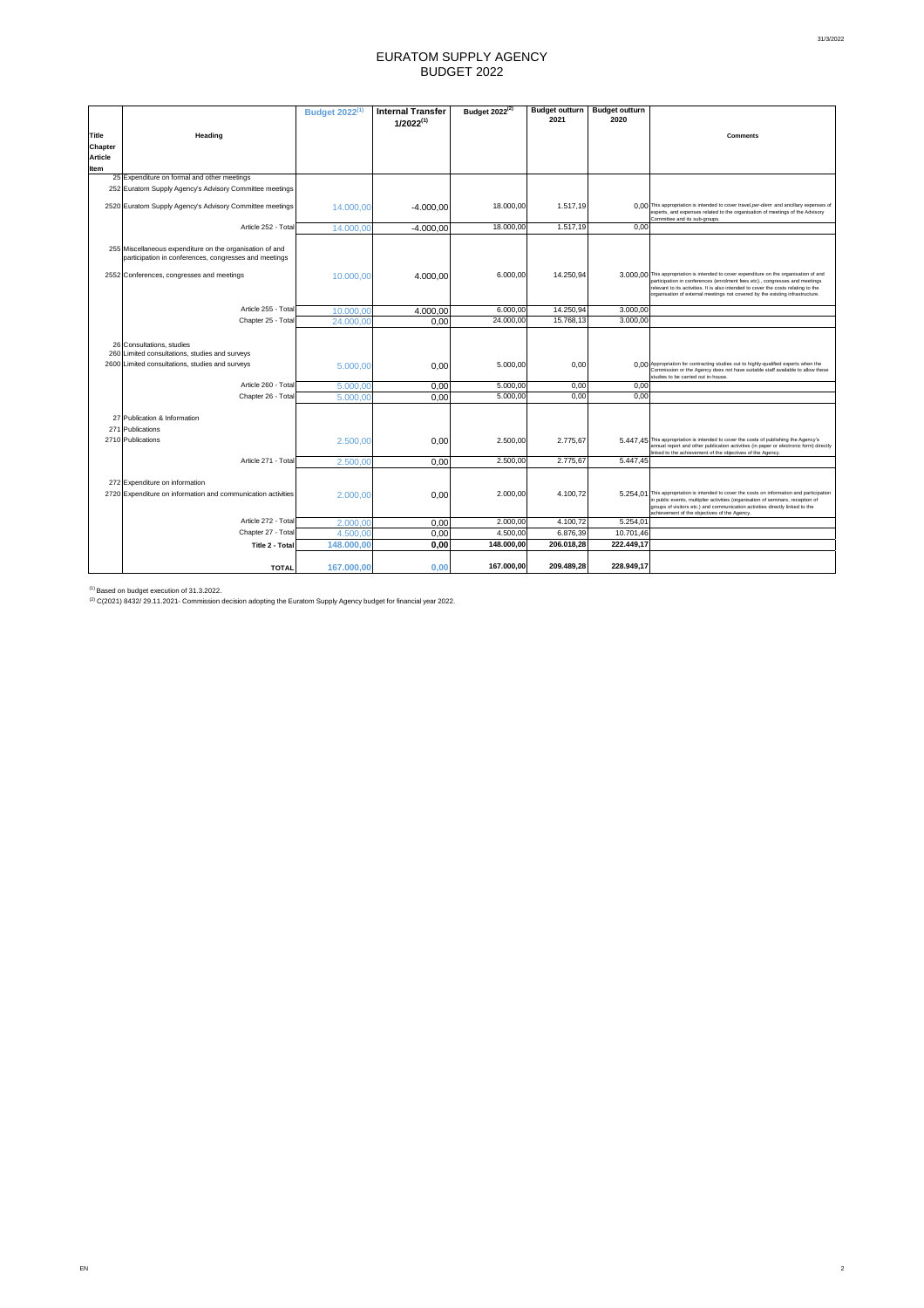# EURATOM SUPPLY AGENCY
# BUDGET 2022

| Title Chapter Article Item | Heading | Budget 2022[1] | Internal Transfer 1/2022[1] | Budget 2022[2] | Budget outturn 2021 | Budget outturn 2020 | Comments |
|---|---|---|---|---|---|---|---|
| 25 | Expenditure on formal and other meetings | | | | | | |
| 252 | Euratom Supply Agency's Advisory Committee meetings | | | | | | |
| 2520 | Euratom Supply Agency's Advisory Committee meetings | 14.000,00 | -4.000,00 | 18.000,00 | 1.517,19 | 0,00 | This appropriation is intended to cover travel,*per-diem* and ancillary expenses of experts, and expenses related to the organisation of meetings of the Advisory Committee and its sub-groups |
| | Article 252 - Total | 14.000,00 | -4.000,00 | 18.000,00 | 1.517,19 | 0,00 | |
| 255 | Miscellaneous expenditure on the organisation of and participation in conferences, congresses and meetings | | | | | | |
| 2552 | Conferences, congresses and meetings | 10.000,00 | 4.000,00 | 6.000,00 | 14.250,94 | 3.000,00 | This appropriation is intended to cover expenditure on the organisation of and participation in conferences (enrolment fees etc)., congresses and meetings relevant to its activities. It is also intended to cover the costs relating to the organisation of external meetings not covered by the existing infrastructure. |
| | Article 255 - Total | 10.000,00 | 4.000,00 | 6.000,00 | 14.250,94 | 3.000,00 | |
| | Chapter 25 - Total | 24.000,00 | 0,00 | 24.000,00 | 15.768,13 | 3.000,00 | |
| 26 | Consultations, studies | | | | | | |
| 260 | Limited consultations, studies and surveys | | | | | | |
| 2600 | Limited consultations, studies and surveys | 5.000,00 | 0,00 | 5.000,00 | 0,00 | 0,00 | Appropriation for contracting studies out to highly-qualified experts when the Commission or the Agency does not have suitable staff available to allow these studies to be carried out in-house. |
| | Article 260 - Total | 5.000,00 | 0,00 | 5.000,00 | 0,00 | 0,00 | |
| | Chapter 26 - Total | 5.000,00 | 0,00 | 5.000,00 | 0,00 | 0,00 | |
| 27 | Publication & Information | | | | | | |
| 271 | Publications | | | | | | |
| 2710 | Publications | 2.500,00 | 0,00 | 2.500,00 | 2.775,67 | 5.447,45 | This appropriation is intended to cover the costs of publishing the Agency's annual report and other publication activities (in paper or electronic form) directly linked to the achievement of the objectives of the Agency. |
| | Article 271 - Total | 2.500,00 | 0,00 | 2.500,00 | 2.775,67 | 5.447,45 | |
| 272 | Expenditure on information | | | | | | |
| 2720 | Expenditure on information and communication activities | 2.000,00 | 0,00 | 2.000,00 | 4.100,72 | 5.254,01 | This appropriation is intended to cover the costs on information and participation in public events, multiplier activities (organisation of seminars, reception of groups of visitors etc.) and communication activities directly linked to the achievement of the objectives of the Agency. |
| | Article 272 - Total | 2.000,00 | 0,00 | 2.000,00 | 4.100,72 | 5.254,01 | |
| | Chapter 27 - Total | 4.500,00 | 0,00 | 4.500,00 | 6.876,39 | 10.701,46 | |
| | **Title 2 - Total** | **148.000,00** | **0,00** | **148.000,00** | **206.018,28** | **222.449,17** | |
| | **TOTAL** | **167.000,00** | **0,00** | **167.000,00** | **209.489,28** | **228.949,17** | |

[1] Based on budget execution of 31.3.2022.

[2] C(2021) 8432/ 29.11.2021- Commission decision adopting the Euratom Supply Agency budget for financial year 2022.